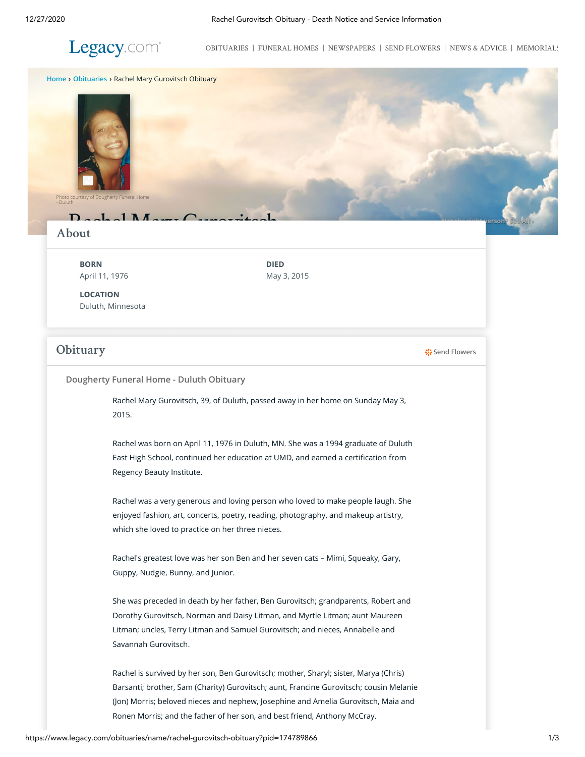Legacy.com

OBITUARIES | FUNERAL HOMES | NEWSPAPERS | SEND FLOWERS | NEWS & ADVICE | MEMORIALS

Home › Obituaries › Rachel Mary Gurovitsch Obituary

Photo courtesy of Dougherty Funeral Home - Duluth

# Rachel Mary Gurovitsch

## About

**BORN**
April 11, 1976

**DIED**
May 3, 2015

**LOCATION**
Duluth, Minnesota

## Obituary

Send Flowers

### Dougherty Funeral Home - Duluth Obituary

Rachel Mary Gurovitsch, 39, of Duluth, passed away in her home on Sunday May 3, 2015.

Rachel was born on April 11, 1976 in Duluth, MN. She was a 1994 graduate of Duluth East High School, continued her education at UMD, and earned a certification from Regency Beauty Institute.

Rachel was a very generous and loving person who loved to make people laugh. She enjoyed fashion, art, concerts, poetry, reading, photography, and makeup artistry, which she loved to practice on her three nieces.

Rachel's greatest love was her son Ben and her seven cats – Mimi, Squeaky, Gary, Guppy, Nudgie, Bunny, and Junior.

She was preceded in death by her father, Ben Gurovitsch; grandparents, Robert and Dorothy Gurovitsch, Norman and Daisy Litman, and Myrtle Litman; aunt Maureen Litman; uncles, Terry Litman and Samuel Gurovitsch; and nieces, Annabelle and Savannah Gurovitsch.

Rachel is survived by her son, Ben Gurovitsch; mother, Sharyl; sister, Marya (Chris) Barsanti; brother, Sam (Charity) Gurovitsch; aunt, Francine Gurovitsch; cousin Melanie (Jon) Morris; beloved nieces and nephew, Josephine and Amelia Gurovitsch, Maia and Ronen Morris; and the father of her son, and best friend, Anthony McCray.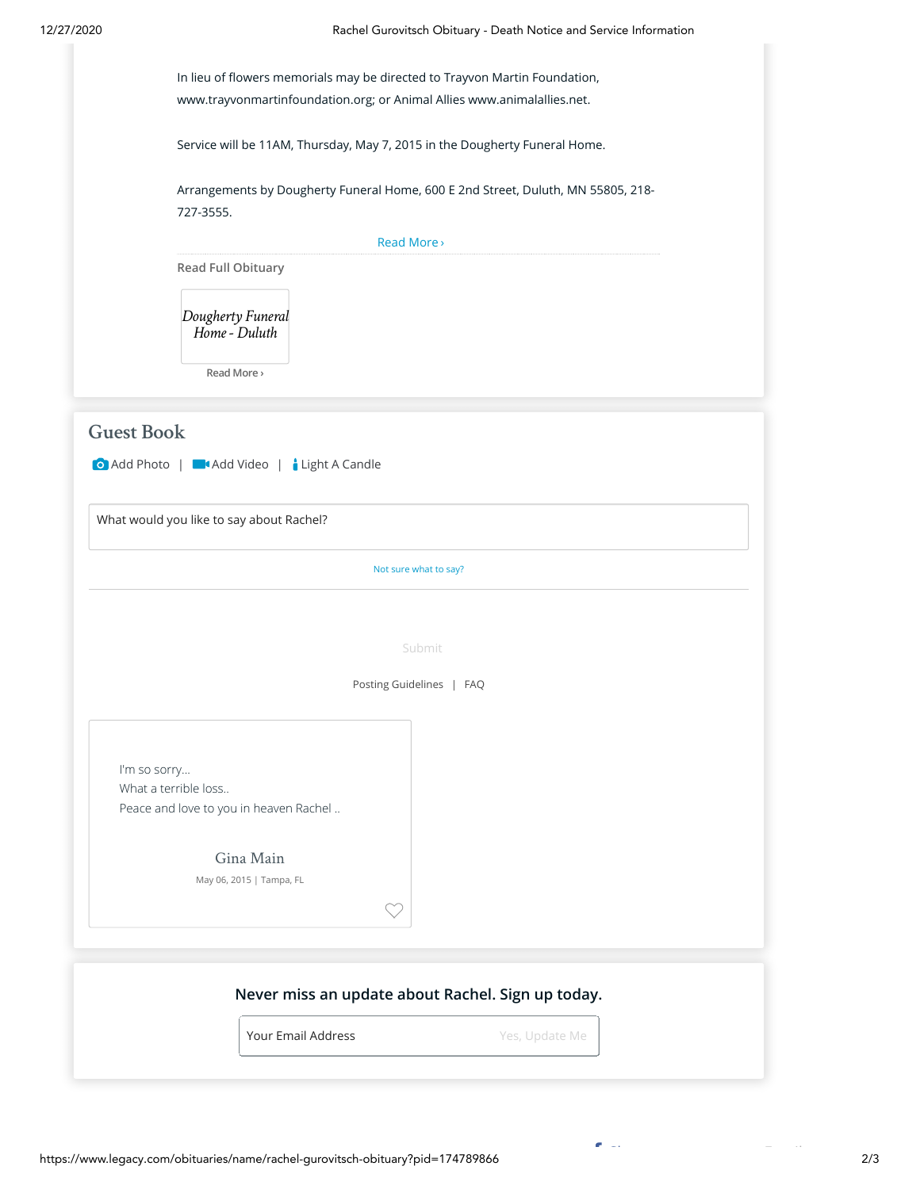In lieu of flowers memorials may be directed to Trayvon Martin Foundation, www.trayvonmartinfoundation.org; or Animal Allies www.animalallies.net.

Service will be 11AM, Thursday, May 7, 2015 in the Dougherty Funeral Home.

Arrangements by Dougherty Funeral Home, 600 E 2nd Street, Duluth, MN 55805, 218-727-3555.

Read More ›

Read Full Obituary

*Dougherty Funeral Home - Duluth*

Read More ›

## Guest Book

Add Photo | Add Video | Light A Candle

What would you like to say about Rachel?

Not sure what to say?

Submit

Posting Guidelines | FAQ

I'm so sorry...
What a terrible loss..
Peace and love to you in heaven Rachel ..

Gina Main

May 06, 2015 | Tampa, FL

**Never miss an update about Rachel. Sign up today.**

Your Email Address — Yes, Update Me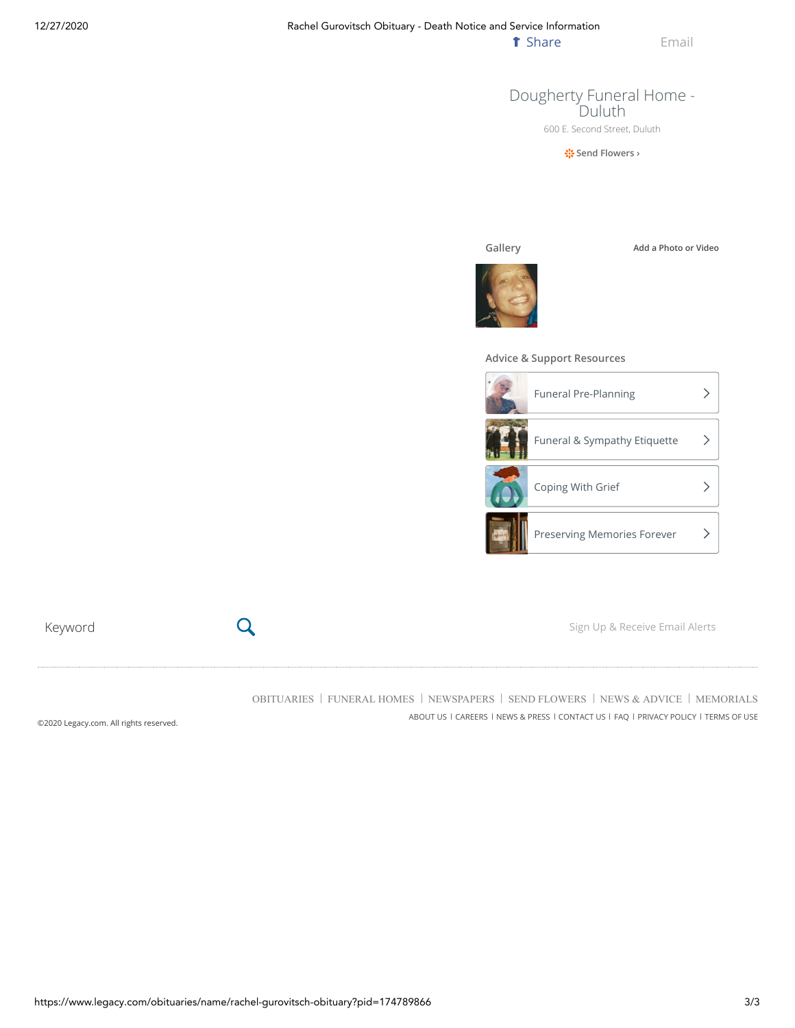Share Email

Dougherty Funeral Home - Duluth

600 E. Second Street, Duluth

Send Flowers ›

Gallery

Add a Photo or Video

Advice & Support Resources

- Funeral Pre-Planning
- Funeral & Sympathy Etiquette
- Coping With Grief
- Preserving Memories Forever

Keyword

Sign Up & Receive Email Alerts

OBITUARIES | FUNERAL HOMES | NEWSPAPERS | SEND FLOWERS | NEWS & ADVICE | MEMORIALS

ABOUT US | CAREERS | NEWS & PRESS | CONTACT US | FAQ | PRIVACY POLICY | TERMS OF USE

©2020 Legacy.com. All rights reserved.